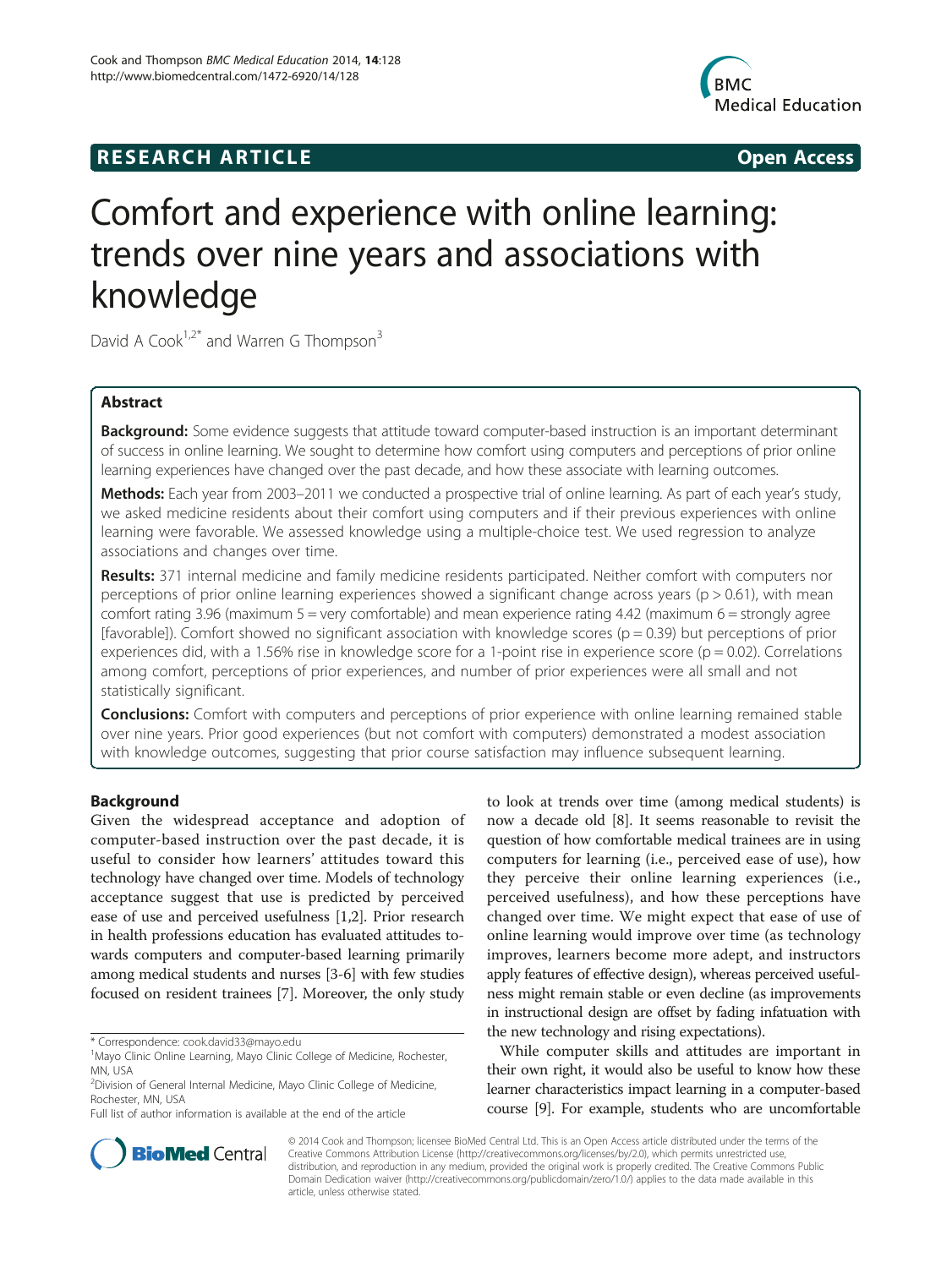**RESEARCH ARTICLE** **Open Access**

# Comfort and experience with online learning: trends over nine years and associations with knowledge

David A Cook[1,2*] and Warren G Thompson[3]

## Abstract

**Background:** Some evidence suggests that attitude toward computer-based instruction is an important determinant of success in online learning. We sought to determine how comfort using computers and perceptions of prior online learning experiences have changed over the past decade, and how these associate with learning outcomes.

**Methods:** Each year from 2003–2011 we conducted a prospective trial of online learning. As part of each year's study, we asked medicine residents about their comfort using computers and if their previous experiences with online learning were favorable. We assessed knowledge using a multiple-choice test. We used regression to analyze associations and changes over time.

**Results:** 371 internal medicine and family medicine residents participated. Neither comfort with computers nor perceptions of prior online learning experiences showed a significant change across years ($p > 0.61$), with mean comfort rating 3.96 (maximum 5 = very comfortable) and mean experience rating 4.42 (maximum 6 = strongly agree [favorable]). Comfort showed no significant association with knowledge scores ($p = 0.39$) but perceptions of prior experiences did, with a 1.56% rise in knowledge score for a 1-point rise in experience score ($p = 0.02$). Correlations among comfort, perceptions of prior experiences, and number of prior experiences were all small and not statistically significant.

**Conclusions:** Comfort with computers and perceptions of prior experience with online learning remained stable over nine years. Prior good experiences (but not comfort with computers) demonstrated a modest association with knowledge outcomes, suggesting that prior course satisfaction may influence subsequent learning.

## Background

Given the widespread acceptance and adoption of computer-based instruction over the past decade, it is useful to consider how learners' attitudes toward this technology have changed over time. Models of technology acceptance suggest that use is predicted by perceived ease of use and perceived usefulness [1,2]. Prior research in health professions education has evaluated attitudes towards computers and computer-based learning primarily among medical students and nurses [3-6] with few studies focused on resident trainees [7]. Moreover, the only study to look at trends over time (among medical students) is now a decade old [8]. It seems reasonable to revisit the question of how comfortable medical trainees are in using computers for learning (i.e., perceived ease of use), how they perceive their online learning experiences (i.e., perceived usefulness), and how these perceptions have changed over time. We might expect that ease of use of online learning would improve over time (as technology improves, learners become more adept, and instructors apply features of effective design), whereas perceived usefulness might remain stable or even decline (as improvements in instructional design are offset by fading infatuation with the new technology and rising expectations).

While computer skills and attitudes are important in their own right, it would also be useful to know how these learner characteristics impact learning in a computer-based course [9]. For example, students who are uncomfortable

\* Correspondence: cook.david33@mayo.edu
[1]Mayo Clinic Online Learning, Mayo Clinic College of Medicine, Rochester, MN, USA
[2]Division of General Internal Medicine, Mayo Clinic College of Medicine, Rochester, MN, USA
Full list of author information is available at the end of the article

© 2014 Cook and Thompson; licensee BioMed Central Ltd. This is an Open Access article distributed under the terms of the Creative Commons Attribution License (http://creativecommons.org/licenses/by/2.0), which permits unrestricted use, distribution, and reproduction in any medium, provided the original work is properly credited. The Creative Commons Public Domain Dedication waiver (http://creativecommons.org/publicdomain/zero/1.0/) applies to the data made available in this article, unless otherwise stated.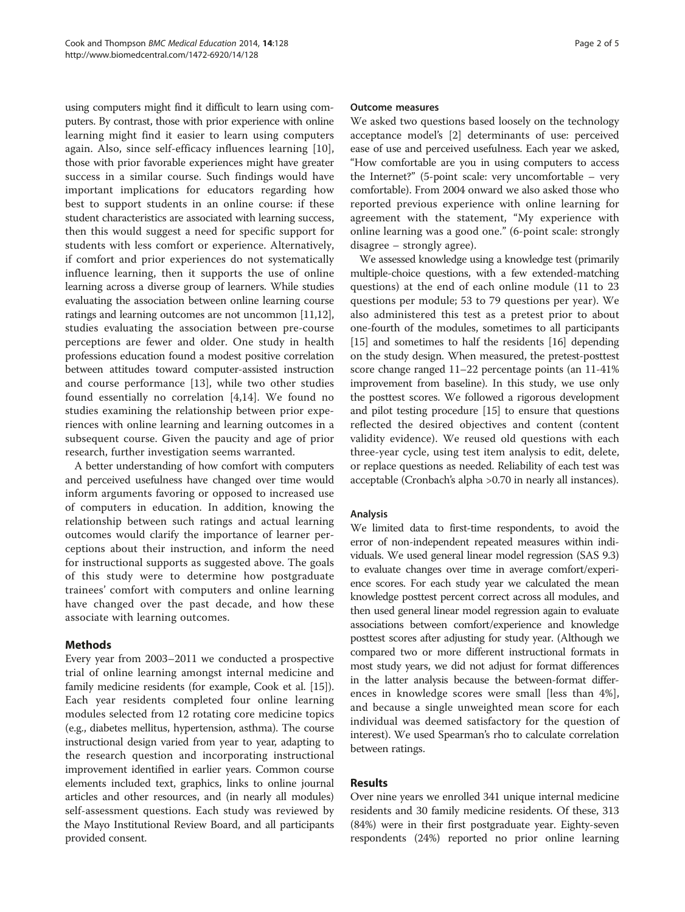using computers might find it difficult to learn using computers. By contrast, those with prior experience with online learning might find it easier to learn using computers again. Also, since self-efficacy influences learning [10], those with prior favorable experiences might have greater success in a similar course. Such findings would have important implications for educators regarding how best to support students in an online course: if these student characteristics are associated with learning success, then this would suggest a need for specific support for students with less comfort or experience. Alternatively, if comfort and prior experiences do not systematically influence learning, then it supports the use of online learning across a diverse group of learners. While studies evaluating the association between online learning course ratings and learning outcomes are not uncommon [11,12], studies evaluating the association between pre-course perceptions are fewer and older. One study in health professions education found a modest positive correlation between attitudes toward computer-assisted instruction and course performance [13], while two other studies found essentially no correlation [4,14]. We found no studies examining the relationship between prior experiences with online learning and learning outcomes in a subsequent course. Given the paucity and age of prior research, further investigation seems warranted.

A better understanding of how comfort with computers and perceived usefulness have changed over time would inform arguments favoring or opposed to increased use of computers in education. In addition, knowing the relationship between such ratings and actual learning outcomes would clarify the importance of learner perceptions about their instruction, and inform the need for instructional supports as suggested above. The goals of this study were to determine how postgraduate trainees' comfort with computers and online learning have changed over the past decade, and how these associate with learning outcomes.

## Methods

Every year from 2003–2011 we conducted a prospective trial of online learning amongst internal medicine and family medicine residents (for example, Cook et al. [15]). Each year residents completed four online learning modules selected from 12 rotating core medicine topics (e.g., diabetes mellitus, hypertension, asthma). The course instructional design varied from year to year, adapting to the research question and incorporating instructional improvement identified in earlier years. Common course elements included text, graphics, links to online journal articles and other resources, and (in nearly all modules) self-assessment questions. Each study was reviewed by the Mayo Institutional Review Board, and all participants provided consent.

### Outcome measures

We asked two questions based loosely on the technology acceptance model's [2] determinants of use: perceived ease of use and perceived usefulness. Each year we asked, "How comfortable are you in using computers to access the Internet?" (5-point scale: very uncomfortable – very comfortable). From 2004 onward we also asked those who reported previous experience with online learning for agreement with the statement, "My experience with online learning was a good one." (6-point scale: strongly disagree – strongly agree).

We assessed knowledge using a knowledge test (primarily multiple-choice questions, with a few extended-matching questions) at the end of each online module (11 to 23 questions per module; 53 to 79 questions per year). We also administered this test as a pretest prior to about one-fourth of the modules, sometimes to all participants [15] and sometimes to half the residents [16] depending on the study design. When measured, the pretest-posttest score change ranged 11–22 percentage points (an 11-41% improvement from baseline). In this study, we use only the posttest scores. We followed a rigorous development and pilot testing procedure [15] to ensure that questions reflected the desired objectives and content (content validity evidence). We reused old questions with each three-year cycle, using test item analysis to edit, delete, or replace questions as needed. Reliability of each test was acceptable (Cronbach's alpha >0.70 in nearly all instances).

### Analysis

We limited data to first-time respondents, to avoid the error of non-independent repeated measures within individuals. We used general linear model regression (SAS 9.3) to evaluate changes over time in average comfort/experience scores. For each study year we calculated the mean knowledge posttest percent correct across all modules, and then used general linear model regression again to evaluate associations between comfort/experience and knowledge posttest scores after adjusting for study year. (Although we compared two or more different instructional formats in most study years, we did not adjust for format differences in the latter analysis because the between-format differences in knowledge scores were small [less than 4%], and because a single unweighted mean score for each individual was deemed satisfactory for the question of interest). We used Spearman's rho to calculate correlation between ratings.

## Results

Over nine years we enrolled 341 unique internal medicine residents and 30 family medicine residents. Of these, 313 (84%) were in their first postgraduate year. Eighty-seven respondents (24%) reported no prior online learning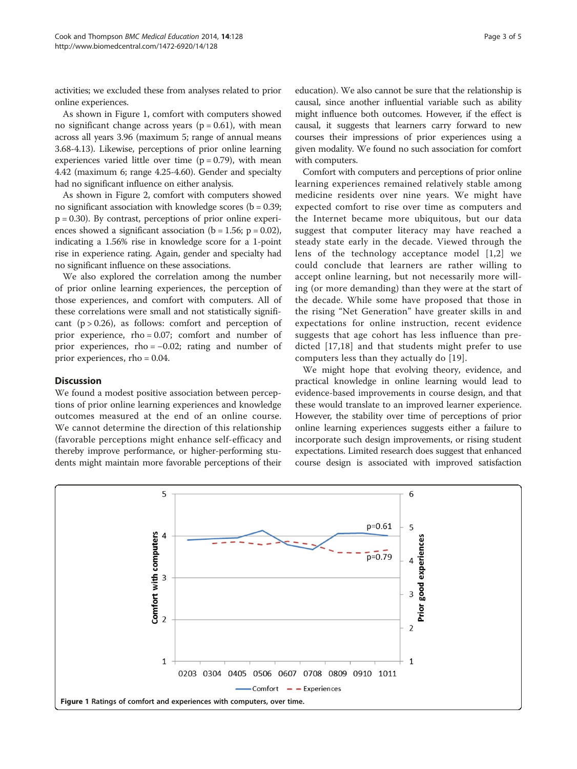activities; we excluded these from analyses related to prior online experiences.

As shown in Figure 1, comfort with computers showed no significant change across years ($p = 0.61$), with mean across all years 3.96 (maximum 5; range of annual means 3.68-4.13). Likewise, perceptions of prior online learning experiences varied little over time ($p = 0.79$), with mean 4.42 (maximum 6; range 4.25-4.60). Gender and specialty had no significant influence on either analysis.

As shown in Figure 2, comfort with computers showed no significant association with knowledge scores ($b = 0.39$; $p = 0.30$). By contrast, perceptions of prior online experiences showed a significant association ($b = 1.56$; $p = 0.02$), indicating a 1.56% rise in knowledge score for a 1-point rise in experience rating. Again, gender and specialty had no significant influence on these associations.

We also explored the correlation among the number of prior online learning experiences, the perception of those experiences, and comfort with computers. All of these correlations were small and not statistically significant ($p > 0.26$), as follows: comfort and perception of prior experience, rho = 0.07; comfort and number of prior experiences, rho = −0.02; rating and number of prior experiences, rho = 0.04.

## Discussion

We found a modest positive association between perceptions of prior online learning experiences and knowledge outcomes measured at the end of an online course. We cannot determine the direction of this relationship (favorable perceptions might enhance self-efficacy and thereby improve performance, or higher-performing students might maintain more favorable perceptions of their education). We also cannot be sure that the relationship is causal, since another influential variable such as ability might influence both outcomes. However, if the effect is causal, it suggests that learners carry forward to new courses their impressions of prior experiences using a given modality. We found no such association for comfort with computers.

Comfort with computers and perceptions of prior online learning experiences remained relatively stable among medicine residents over nine years. We might have expected comfort to rise over time as computers and the Internet became more ubiquitous, but our data suggest that computer literacy may have reached a steady state early in the decade. Viewed through the lens of the technology acceptance model [1,2] we could conclude that learners are rather willing to accept online learning, but not necessarily more willing (or more demanding) than they were at the start of the decade. While some have proposed that those in the rising "Net Generation" have greater skills in and expectations for online instruction, recent evidence suggests that age cohort has less influence than predicted [17,18] and that students might prefer to use computers less than they actually do [19].

We might hope that evolving theory, evidence, and practical knowledge in online learning would lead to evidence-based improvements in course design, and that these would translate to an improved learner experience. However, the stability over time of perceptions of prior online learning experiences suggests either a failure to incorporate such design improvements, or rising student expectations. Limited research does suggest that enhanced course design is associated with improved satisfaction

**Figure 1** Ratings of comfort and experiences with computers, over time.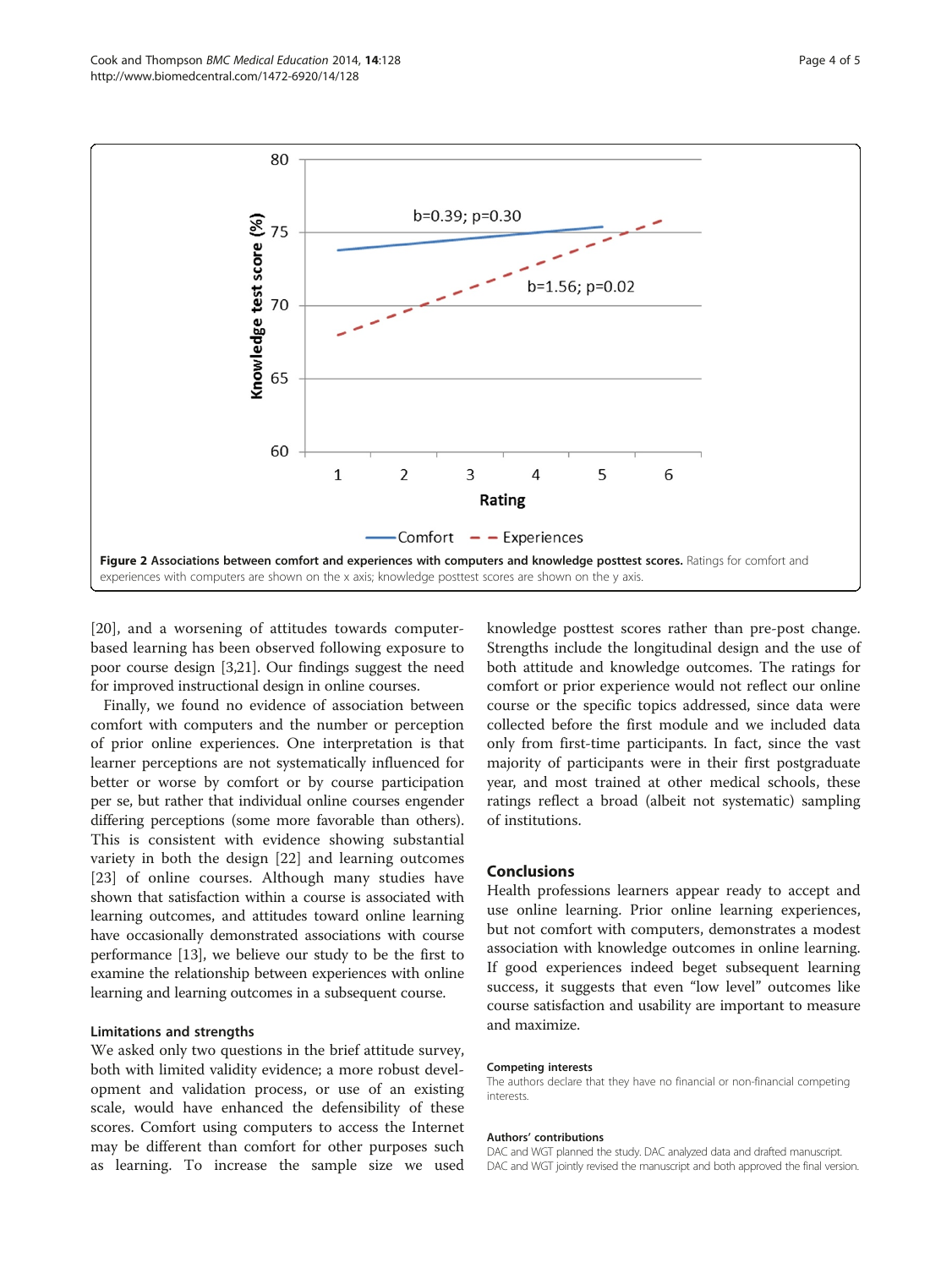**Figure 2 Associations between comfort and experiences with computers and knowledge posttest scores.** Ratings for comfort and experiences with computers are shown on the x axis; knowledge posttest scores are shown on the y axis.

[20], and a worsening of attitudes towards computer-based learning has been observed following exposure to poor course design [3,21]. Our findings suggest the need for improved instructional design in online courses.

Finally, we found no evidence of association between comfort with computers and the number or perception of prior online experiences. One interpretation is that learner perceptions are not systematically influenced for better or worse by comfort or by course participation per se, but rather that individual online courses engender differing perceptions (some more favorable than others). This is consistent with evidence showing substantial variety in both the design [22] and learning outcomes [23] of online courses. Although many studies have shown that satisfaction within a course is associated with learning outcomes, and attitudes toward online learning have occasionally demonstrated associations with course performance [13], we believe our study to be the first to examine the relationship between experiences with online learning and learning outcomes in a subsequent course.

### Limitations and strengths

We asked only two questions in the brief attitude survey, both with limited validity evidence; a more robust development and validation process, or use of an existing scale, would have enhanced the defensibility of these scores. Comfort using computers to access the Internet may be different than comfort for other purposes such as learning. To increase the sample size we used knowledge posttest scores rather than pre-post change. Strengths include the longitudinal design and the use of both attitude and knowledge outcomes. The ratings for comfort or prior experience would not reflect our online course or the specific topics addressed, since data were collected before the first module and we included data only from first-time participants. In fact, since the vast majority of participants were in their first postgraduate year, and most trained at other medical schools, these ratings reflect a broad (albeit not systematic) sampling of institutions.

## Conclusions

Health professions learners appear ready to accept and use online learning. Prior online learning experiences, but not comfort with computers, demonstrates a modest association with knowledge outcomes in online learning. If good experiences indeed beget subsequent learning success, it suggests that even "low level" outcomes like course satisfaction and usability are important to measure and maximize.

#### Competing interests

The authors declare that they have no financial or non-financial competing interests.

#### Authors' contributions

DAC and WGT planned the study. DAC analyzed data and drafted manuscript. DAC and WGT jointly revised the manuscript and both approved the final version.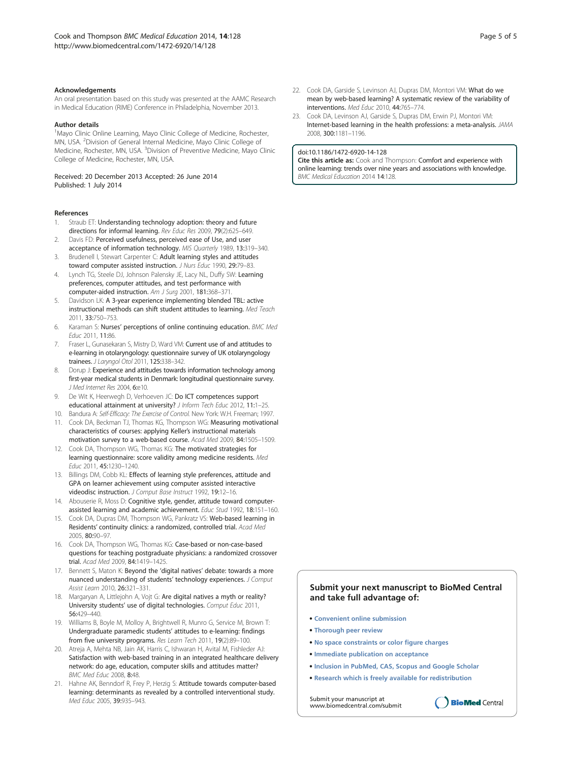### Acknowledgements

An oral presentation based on this study was presented at the AAMC Research in Medical Education (RIME) Conference in Philadelphia, November 2013.

### Author details

[1]Mayo Clinic Online Learning, Mayo Clinic College of Medicine, Rochester, MN, USA. [2]Division of General Internal Medicine, Mayo Clinic College of Medicine, Rochester, MN, USA. [3]Division of Preventive Medicine, Mayo Clinic College of Medicine, Rochester, MN, USA.

Received: 20 December 2013 Accepted: 26 June 2014
Published: 1 July 2014

### References

1. Straub ET: **Understanding technology adoption: theory and future directions for informal learning.** *Rev Educ Res* 2009, **79**(2):625–649.
2. Davis FD: **Perceived usefulness, perceived ease of Use, and user acceptance of information technology.** *MIS Quarterly* 1989, **13**:319–340.
3. Brudenell I, Stewart Carpenter C: **Adult learning styles and attitudes toward computer assisted instruction.** *J Nurs Educ* 1990, **29**:79–83.
4. Lynch TG, Steele DJ, Johnson Palensky JE, Lacy NL, Duffy SW: **Learning preferences, computer attitudes, and test performance with computer-aided instruction.** *Am J Surg* 2001, **181**:368–371.
5. Davidson LK: **A 3-year experience implementing blended TBL: active instructional methods can shift student attitudes to learning.** *Med Teach* 2011, **33**:750–753.
6. Karaman S: **Nurses' perceptions of online continuing education.** *BMC Med Educ* 2011, **11**:86.
7. Fraser L, Gunasekaran S, Mistry D, Ward VM: **Current use of and attitudes to e-learning in otolaryngology: questionnaire survey of UK otolaryngology trainees.** *J Laryngol Otol* 2011, **125**:338–342.
8. Dorup J: **Experience and attitudes towards information technology among first-year medical students in Denmark: longitudinal questionnaire survey.** *J Med Internet Res* 2004, **6**:e10.
9. De Wit K, Heerwegh D, Verhoeven JC: **Do ICT competences support educational attainment at university?** *J Inform Tech Educ* 2012, **11**:1–25.
10. Bandura A: *Self-Efficacy: The Exercise of Control.* New York: W.H. Freeman; 1997.
11. Cook DA, Beckman TJ, Thomas KG, Thompson WG: **Measuring motivational characteristics of courses: applying Keller's instructional materials motivation survey to a web-based course.** *Acad Med* 2009, **84**:1505–1509.
12. Cook DA, Thompson WG, Thomas KG: **The motivated strategies for learning questionnaire: score validity among medicine residents.** *Med Educ* 2011, **45**:1230–1240.
13. Billings DM, Cobb KL: **Effects of learning style preferences, attitude and GPA on learner achievement using computer assisted interactive videodisc instruction.** *J Comput Base Instruct* 1992, **19**:12–16.
14. Abouserie R, Moss D: **Cognitive style, gender, attitude toward computer-assisted learning and academic achievement.** *Educ Stud* 1992, **18**:151–160.
15. Cook DA, Dupras DM, Thompson WG, Pankratz VS: **Web-based learning in Residents' continuity clinics: a randomized, controlled trial.** *Acad Med* 2005, **80**:90–97.
16. Cook DA, Thompson WG, Thomas KG: **Case-based or non-case-based questions for teaching postgraduate physicians: a randomized crossover trial.** *Acad Med* 2009, **84**:1419–1425.
17. Bennett S, Maton K: **Beyond the 'digital natives' debate: towards a more nuanced understanding of students' technology experiences.** *J Comput Assist Learn* 2010, **26**:321–331.
18. Margaryan A, Littlejohn A, Vojt G: **Are digital natives a myth or reality? University students' use of digital technologies.** *Comput Educ* 2011, **56**:429–440.
19. Williams B, Boyle M, Molloy A, Brightwell R, Munro G, Service M, Brown T: **Undergraduate paramedic students' attitudes to e-learning: findings from five university programs.** *Res Learn Tech* 2011, **19**(2):89–100.
20. Atreja A, Mehta NB, Jain AK, Harris C, Ishwaran H, Avital M, Fishleder AJ: **Satisfaction with web-based training in an integrated healthcare delivery network: do age, education, computer skills and attitudes matter?** *BMC Med Educ* 2008, **8**:48.
21. Hahne AK, Benndorf R, Frey P, Herzig S: **Attitude towards computer-based learning: determinants as revealed by a controlled interventional study.** *Med Educ* 2005, **39**:935–943.
22. Cook DA, Garside S, Levinson AJ, Dupras DM, Montori VM: **What do we mean by web-based learning? A systematic review of the variability of interventions.** *Med Educ* 2010, **44**:765–774.
23. Cook DA, Levinson AJ, Garside S, Dupras DM, Erwin PJ, Montori VM: **Internet-based learning in the health professions: a meta-analysis.** *JAMA* 2008, **300**:1181–1196.

doi:10.1186/1472-6920-14-128
**Cite this article as:** Cook and Thompson: **Comfort and experience with online learning: trends over nine years and associations with knowledge.** *BMC Medical Education* 2014 **14**:128.

**Submit your next manuscript to BioMed Central and take full advantage of:**

- **Convenient online submission**
- **Thorough peer review**
- **No space constraints or color figure charges**
- **Immediate publication on acceptance**
- **Inclusion in PubMed, CAS, Scopus and Google Scholar**
- **Research which is freely available for redistribution**

Submit your manuscript at
www.biomedcentral.com/submit